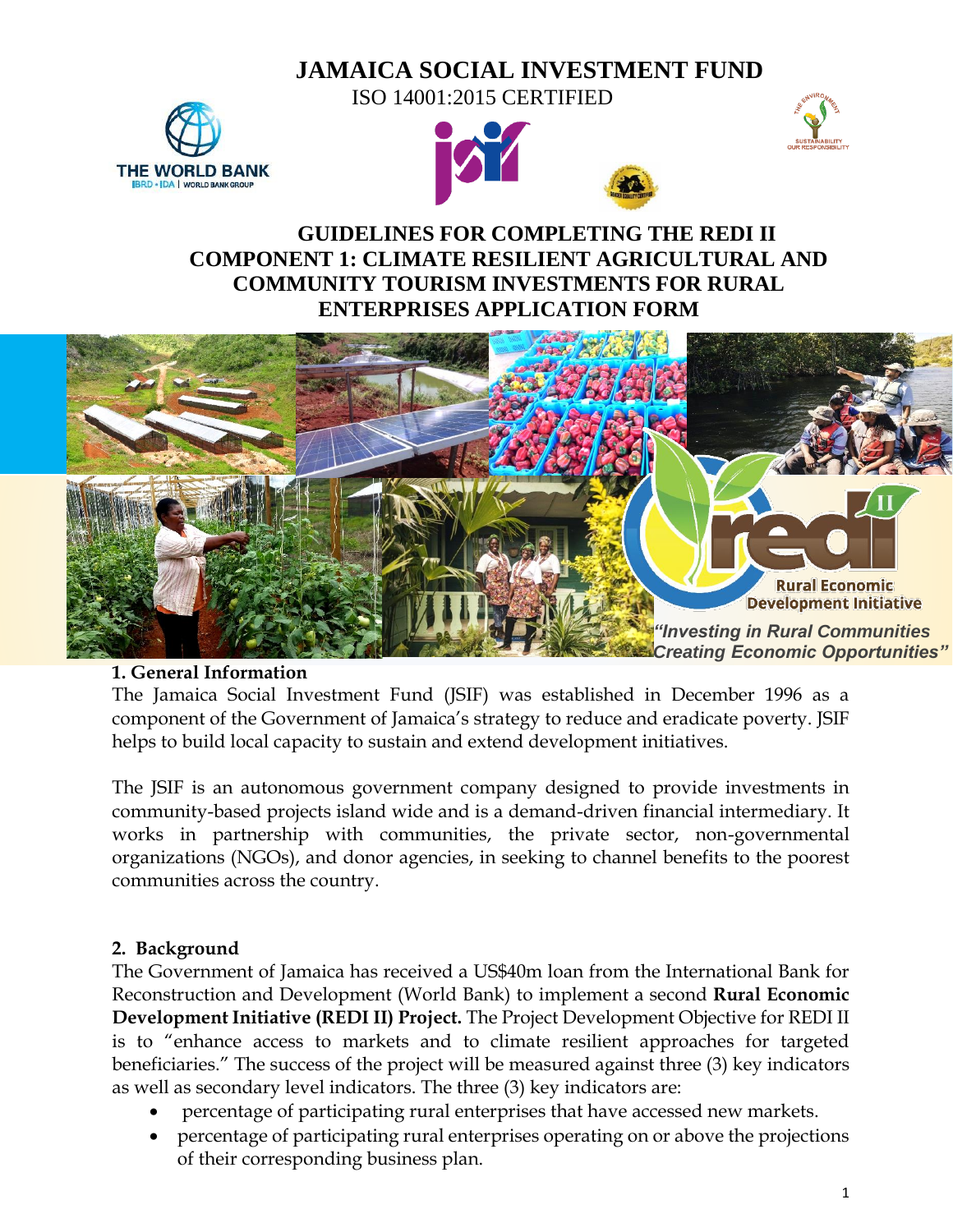# JAMAICA SOCIAL INVESTMENT FUND

ISO 14001:2015 CERTIFIED

## GUIDELINES FOR COMPLETING THE REDI II COMPONENT 1: CLIMATE RESILIENT AGRICULTURAL AND COMMUNITY TOURISM INVESTMENTS FOR RURAL ENTERPRISES APPLICATION FORM

Rural Economic Development Initiative

*"Investing in Rural Communities Creating Economic Opportunities"*

### 1. General Information

The Jamaica Social Investment Fund (JSIF) was established in December 1996 as a component of the Government of Jamaica's strategy to reduce and eradicate poverty. JSIF helps to build local capacity to sustain and extend development initiatives.

The JSIF is an autonomous government company designed to provide investments in community-based projects island wide and is a demand-driven financial intermediary. It works in partnership with communities, the private sector, non-governmental organizations (NGOs), and donor agencies, in seeking to channel benefits to the poorest communities across the country.

### 2. Background

The Government of Jamaica has received a US$40m loan from the International Bank for Reconstruction and Development (World Bank) to implement a second **Rural Economic Development Initiative (REDI II) Project.** The Project Development Objective for REDI II is to "enhance access to markets and to climate resilient approaches for targeted beneficiaries." The success of the project will be measured against three (3) key indicators as well as secondary level indicators. The three (3) key indicators are:

- percentage of participating rural enterprises that have accessed new markets.
- percentage of participating rural enterprises operating on or above the projections of their corresponding business plan.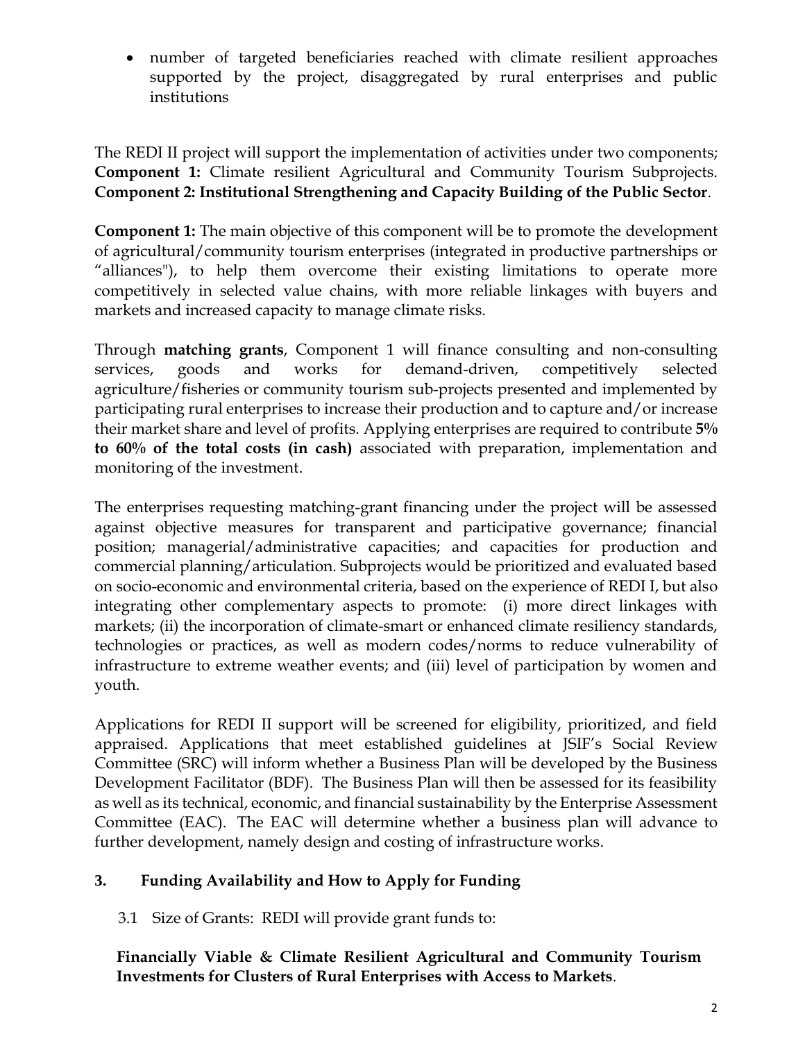- number of targeted beneficiaries reached with climate resilient approaches supported by the project, disaggregated by rural enterprises and public institutions

The REDI II project will support the implementation of activities under two components; **Component 1:** Climate resilient Agricultural and Community Tourism Subprojects. **Component 2: Institutional Strengthening and Capacity Building of the Public Sector**.

**Component 1:** The main objective of this component will be to promote the development of agricultural/community tourism enterprises (integrated in productive partnerships or "alliances"), to help them overcome their existing limitations to operate more competitively in selected value chains, with more reliable linkages with buyers and markets and increased capacity to manage climate risks.

Through **matching grants**, Component 1 will finance consulting and non-consulting services, goods and works for demand-driven, competitively selected agriculture/fisheries or community tourism sub-projects presented and implemented by participating rural enterprises to increase their production and to capture and/or increase their market share and level of profits. Applying enterprises are required to contribute **5% to 60% of the total costs (in cash)** associated with preparation, implementation and monitoring of the investment.

The enterprises requesting matching-grant financing under the project will be assessed against objective measures for transparent and participative governance; financial position; managerial/administrative capacities; and capacities for production and commercial planning/articulation. Subprojects would be prioritized and evaluated based on socio-economic and environmental criteria, based on the experience of REDI I, but also integrating other complementary aspects to promote: (i) more direct linkages with markets; (ii) the incorporation of climate-smart or enhanced climate resiliency standards, technologies or practices, as well as modern codes/norms to reduce vulnerability of infrastructure to extreme weather events; and (iii) level of participation by women and youth.

Applications for REDI II support will be screened for eligibility, prioritized, and field appraised. Applications that meet established guidelines at JSIF's Social Review Committee (SRC) will inform whether a Business Plan will be developed by the Business Development Facilitator (BDF). The Business Plan will then be assessed for its feasibility as well as its technical, economic, and financial sustainability by the Enterprise Assessment Committee (EAC). The EAC will determine whether a business plan will advance to further development, namely design and costing of infrastructure works.

## 3. Funding Availability and How to Apply for Funding

3.1 Size of Grants: REDI will provide grant funds to:

**Financially Viable & Climate Resilient Agricultural and Community Tourism Investments for Clusters of Rural Enterprises with Access to Markets**.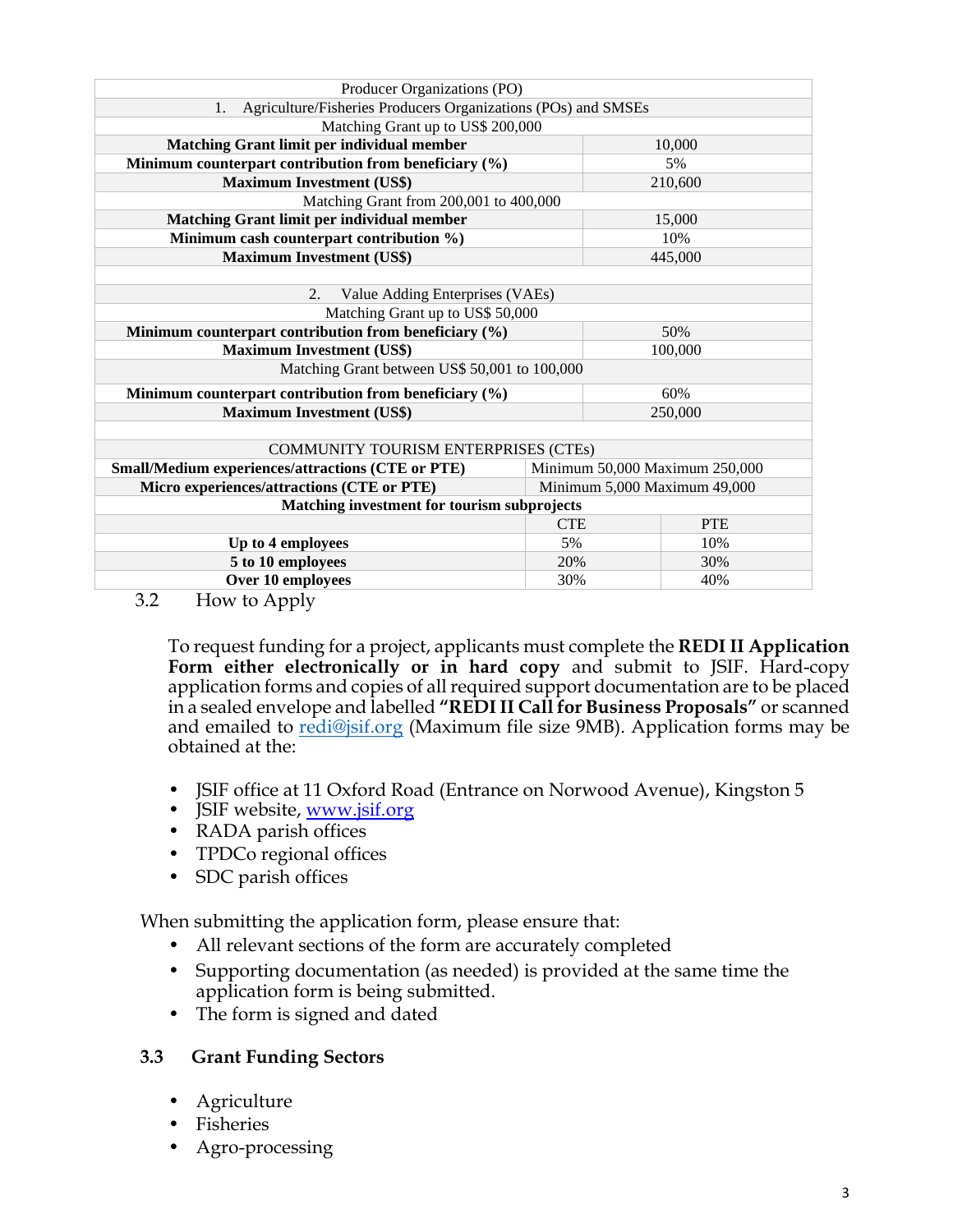| Producer Organizations (PO) | | |
|---|---|---|
| 1. Agriculture/Fisheries Producers Organizations (POs) and SMSEs | | |
| Matching Grant up to US$ 200,000 | | |
| **Matching Grant limit per individual member** | 10,000 | |
| **Minimum counterpart contribution from beneficiary (%)** | 5% | |
| **Maximum Investment (US$)** | 210,600 | |
| Matching Grant from 200,001 to 400,000 | | |
| **Matching Grant limit per individual member** | 15,000 | |
| **Minimum cash counterpart contribution %)** | 10% | |
| **Maximum Investment (US$)** | 445,000 | |
| | | |
| 2. Value Adding Enterprises (VAEs) | | |
| Matching Grant up to US$ 50,000 | | |
| **Minimum counterpart contribution from beneficiary (%)** | 50% | |
| **Maximum Investment (US$)** | 100,000 | |
| Matching Grant between US$ 50,001 to 100,000 | | |
| **Minimum counterpart contribution from beneficiary (%)** | 60% | |
| **Maximum Investment (US$)** | 250,000 | |
| | | |
| COMMUNITY TOURISM ENTERPRISES (CTEs) | | |
| **Small/Medium experiences/attractions (CTE or PTE)** | Minimum 50,000 Maximum 250,000 | |
| **Micro experiences/attractions (CTE or PTE)** | Minimum 5,000 Maximum 49,000 | |
| **Matching investment for tourism subprojects** | | |
| | CTE | PTE |
| **Up to 4 employees** | 5% | 10% |
| **5 to 10 employees** | 20% | 30% |
| **Over 10 employees** | 30% | 40% |

3.2 How to Apply

To request funding for a project, applicants must complete the **REDI II Application Form either electronically or in hard copy** and submit to JSIF. Hard-copy application forms and copies of all required support documentation are to be placed in a sealed envelope and labelled **"REDI II Call for Business Proposals"** or scanned and emailed to redi@jsif.org (Maximum file size 9MB). Application forms may be obtained at the:

- JSIF office at 11 Oxford Road (Entrance on Norwood Avenue), Kingston 5
- JSIF website, www.jsif.org
- RADA parish offices
- TPDCo regional offices
- SDC parish offices

When submitting the application form, please ensure that:

- All relevant sections of the form are accurately completed
- Supporting documentation (as needed) is provided at the same time the application form is being submitted.
- The form is signed and dated

### 3.3 Grant Funding Sectors

- Agriculture
- Fisheries
- Agro-processing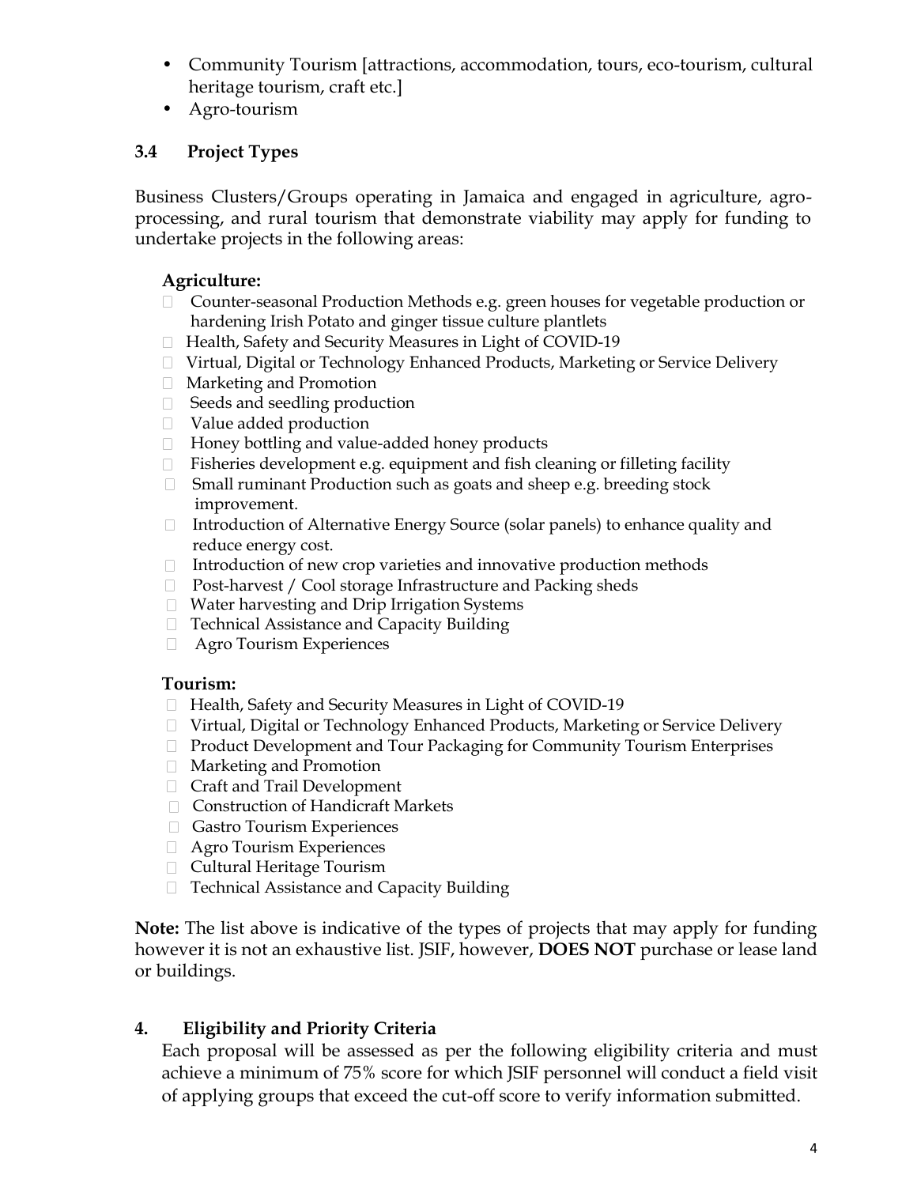- Community Tourism [attractions, accommodation, tours, eco-tourism, cultural heritage tourism, craft etc.]
- Agro-tourism

### 3.4 Project Types

Business Clusters/Groups operating in Jamaica and engaged in agriculture, agro-processing, and rural tourism that demonstrate viability may apply for funding to undertake projects in the following areas:

**Agriculture:**

- Counter-seasonal Production Methods e.g. green houses for vegetable production or hardening Irish Potato and ginger tissue culture plantlets
- Health, Safety and Security Measures in Light of COVID-19
- Virtual, Digital or Technology Enhanced Products, Marketing or Service Delivery
- Marketing and Promotion
- Seeds and seedling production
- Value added production
- Honey bottling and value-added honey products
- Fisheries development e.g. equipment and fish cleaning or filleting facility
- Small ruminant Production such as goats and sheep e.g. breeding stock improvement.
- Introduction of Alternative Energy Source (solar panels) to enhance quality and reduce energy cost.
- Introduction of new crop varieties and innovative production methods
- Post-harvest / Cool storage Infrastructure and Packing sheds
- Water harvesting and Drip Irrigation Systems
- Technical Assistance and Capacity Building
- Agro Tourism Experiences

**Tourism:**

- Health, Safety and Security Measures in Light of COVID-19
- Virtual, Digital or Technology Enhanced Products, Marketing or Service Delivery
- Product Development and Tour Packaging for Community Tourism Enterprises
- Marketing and Promotion
- Craft and Trail Development
- Construction of Handicraft Markets
- Gastro Tourism Experiences
- Agro Tourism Experiences
- Cultural Heritage Tourism
- Technical Assistance and Capacity Building

**Note:** The list above is indicative of the types of projects that may apply for funding however it is not an exhaustive list. JSIF, however, **DOES NOT** purchase or lease land or buildings.

## 4. Eligibility and Priority Criteria

Each proposal will be assessed as per the following eligibility criteria and must achieve a minimum of 75% score for which JSIF personnel will conduct a field visit of applying groups that exceed the cut-off score to verify information submitted.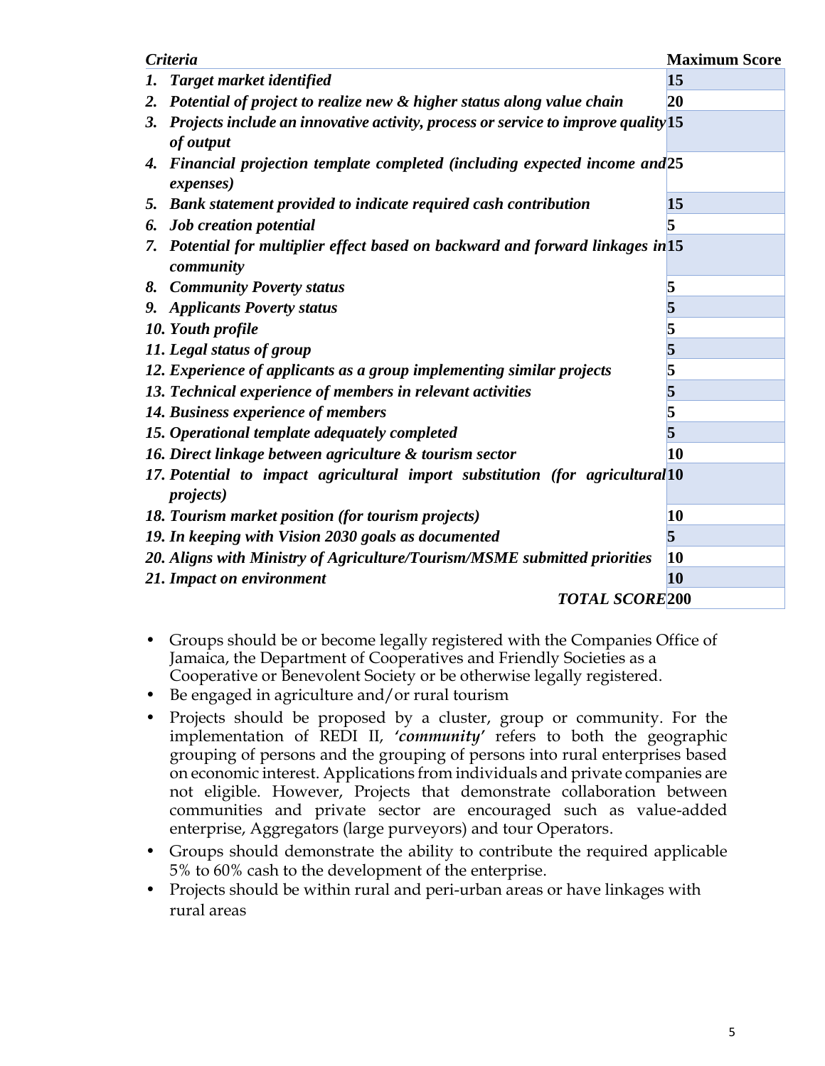| *Criteria* | **Maximum Score** |
|---|---|
| ***1. Target market identified*** | **15** |
| ***2. Potential of project to realize new & higher status along value chain*** | **20** |
| ***3. Projects include an innovative activity, process or service to improve quality of output*** | **15** |
| ***4. Financial projection template completed (including expected income and expenses)*** | **25** |
| ***5. Bank statement provided to indicate required cash contribution*** | **15** |
| ***6. Job creation potential*** | **5** |
| ***7. Potential for multiplier effect based on backward and forward linkages in community*** | **15** |
| ***8. Community Poverty status*** | **5** |
| ***9. Applicants Poverty status*** | **5** |
| ***10. Youth profile*** | **5** |
| ***11. Legal status of group*** | **5** |
| ***12. Experience of applicants as a group implementing similar projects*** | **5** |
| ***13. Technical experience of members in relevant activities*** | **5** |
| ***14. Business experience of members*** | **5** |
| ***15. Operational template adequately completed*** | **5** |
| ***16. Direct linkage between agriculture & tourism sector*** | **10** |
| ***17. Potential to impact agricultural import substitution (for agricultural projects)*** | **10** |
| ***18. Tourism market position (for tourism projects)*** | **10** |
| ***19. In keeping with Vision 2030 goals as documented*** | **5** |
| ***20. Aligns with Ministry of Agriculture/Tourism/MSME submitted priorities*** | **10** |
| ***21. Impact on environment*** | **10** |
| ***TOTAL SCORE*** | **200** |

- Groups should be or become legally registered with the Companies Office of Jamaica, the Department of Cooperatives and Friendly Societies as a Cooperative or Benevolent Society or be otherwise legally registered.
- Be engaged in agriculture and/or rural tourism
- Projects should be proposed by a cluster, group or community. For the implementation of REDI II, ***'community'*** refers to both the geographic grouping of persons and the grouping of persons into rural enterprises based on economic interest. Applications from individuals and private companies are not eligible. However, Projects that demonstrate collaboration between communities and private sector are encouraged such as value-added enterprise, Aggregators (large purveyors) and tour Operators.
- Groups should demonstrate the ability to contribute the required applicable 5% to 60% cash to the development of the enterprise.
- Projects should be within rural and peri-urban areas or have linkages with rural areas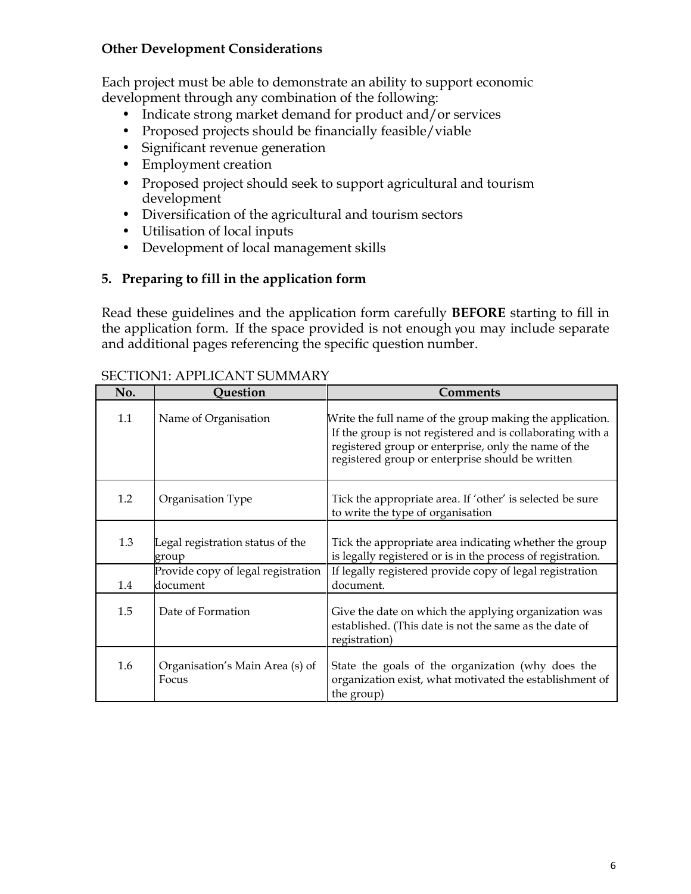**Other Development Considerations**

Each project must be able to demonstrate an ability to support economic development through any combination of the following:

- Indicate strong market demand for product and/or services
- Proposed projects should be financially feasible/viable
- Significant revenue generation
- Employment creation
- Proposed project should seek to support agricultural and tourism development
- Diversification of the agricultural and tourism sectors
- Utilisation of local inputs
- Development of local management skills

## 5. Preparing to fill in the application form

Read these guidelines and the application form carefully **BEFORE** starting to fill in the application form. If the space provided is not enough you may include separate and additional pages referencing the specific question number.

SECTION1: APPLICANT SUMMARY

| No. | Question | Comments |
|---|---|---|
| 1.1 | Name of Organisation | Write the full name of the group making the application. If the group is not registered and is collaborating with a registered group or enterprise, only the name of the registered group or enterprise should be written |
| 1.2 | Organisation Type | Tick the appropriate area. If 'other' is selected be sure to write the type of organisation |
| 1.3 | Legal registration status of the group | Tick the appropriate area indicating whether the group is legally registered or is in the process of registration. |
| 1.4 | Provide copy of legal registration document | If legally registered provide copy of legal registration document. |
| 1.5 | Date of Formation | Give the date on which the applying organization was established. (This date is not the same as the date of registration) |
| 1.6 | Organisation's Main Area (s) of Focus | State the goals of the organization (why does the organization exist, what motivated the establishment of the group) |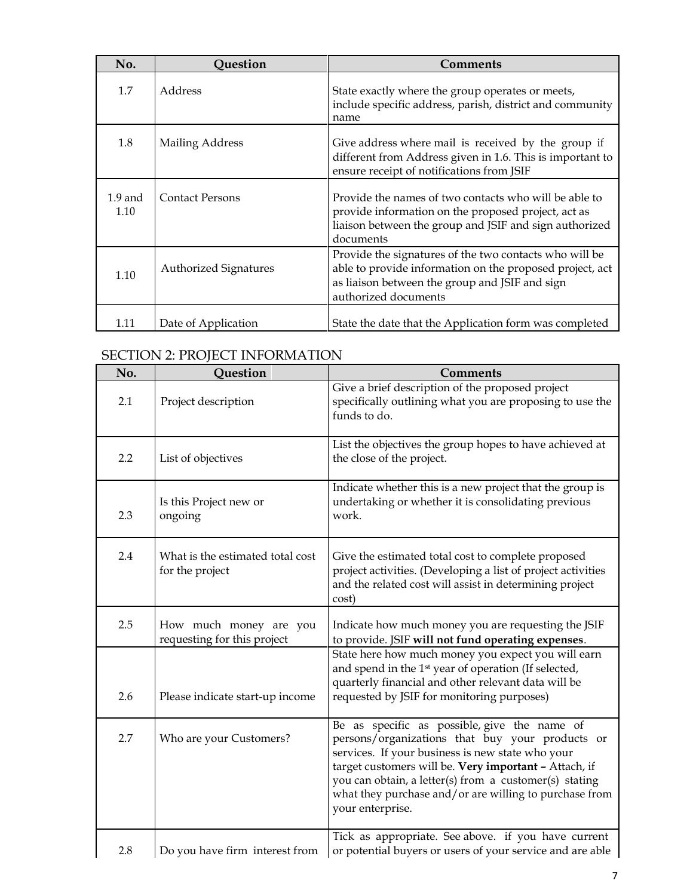| No. | Question | Comments |
|---|---|---|
| 1.7 | Address | State exactly where the group operates or meets, include specific address, parish, district and community name |
| 1.8 | Mailing Address | Give address where mail is received by the group if different from Address given in 1.6. This is important to ensure receipt of notifications from JSIF |
| 1.9 and 1.10 | Contact Persons | Provide the names of two contacts who will be able to provide information on the proposed project, act as liaison between the group and JSIF and sign authorized documents |
| 1.10 | Authorized Signatures | Provide the signatures of the two contacts who will be able to provide information on the proposed project, act as liaison between the group and JSIF and sign authorized documents |
| 1.11 | Date of Application | State the date that the Application form was completed |

## SECTION 2: PROJECT INFORMATION

| No. | Question | Comments |
|---|---|---|
| 2.1 | Project description | Give a brief description of the proposed project specifically outlining what you are proposing to use the funds to do. |
| 2.2 | List of objectives | List the objectives the group hopes to have achieved at the close of the project. |
| 2.3 | Is this Project new or ongoing | Indicate whether this is a new project that the group is undertaking or whether it is consolidating previous work. |
| 2.4 | What is the estimated total cost for the project | Give the estimated total cost to complete proposed project activities. (Developing a list of project activities and the related cost will assist in determining project cost) |
| 2.5 | How much money are you requesting for this project | Indicate how much money you are requesting the JSIF to provide. JSIF **will not fund operating expenses**. |
| 2.6 | Please indicate start-up income | State here how much money you expect you will earn and spend in the 1st year of operation (If selected, quarterly financial and other relevant data will be requested by JSIF for monitoring purposes) |
| 2.7 | Who are your Customers? | Be as specific as possible, give the name of persons/organizations that buy your products or services. If your business is new state who your target customers will be. **Very important –** Attach, if you can obtain, a letter(s) from a customer(s) stating what they purchase and/or are willing to purchase from your enterprise. |
| 2.8 | Do you have firm interest from | Tick as appropriate. See above. if you have current or potential buyers or users of your service and are able |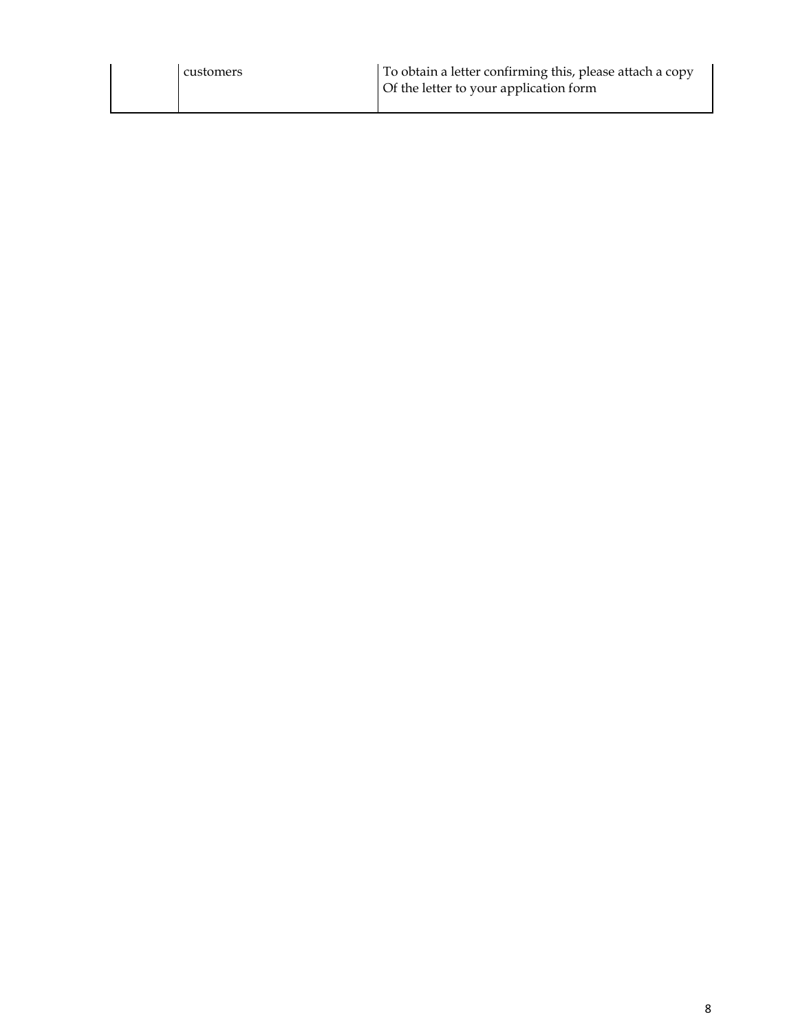| | | |
|---|---|---|
| | customers | To obtain a letter confirming this, please attach a copy Of the letter to your application form |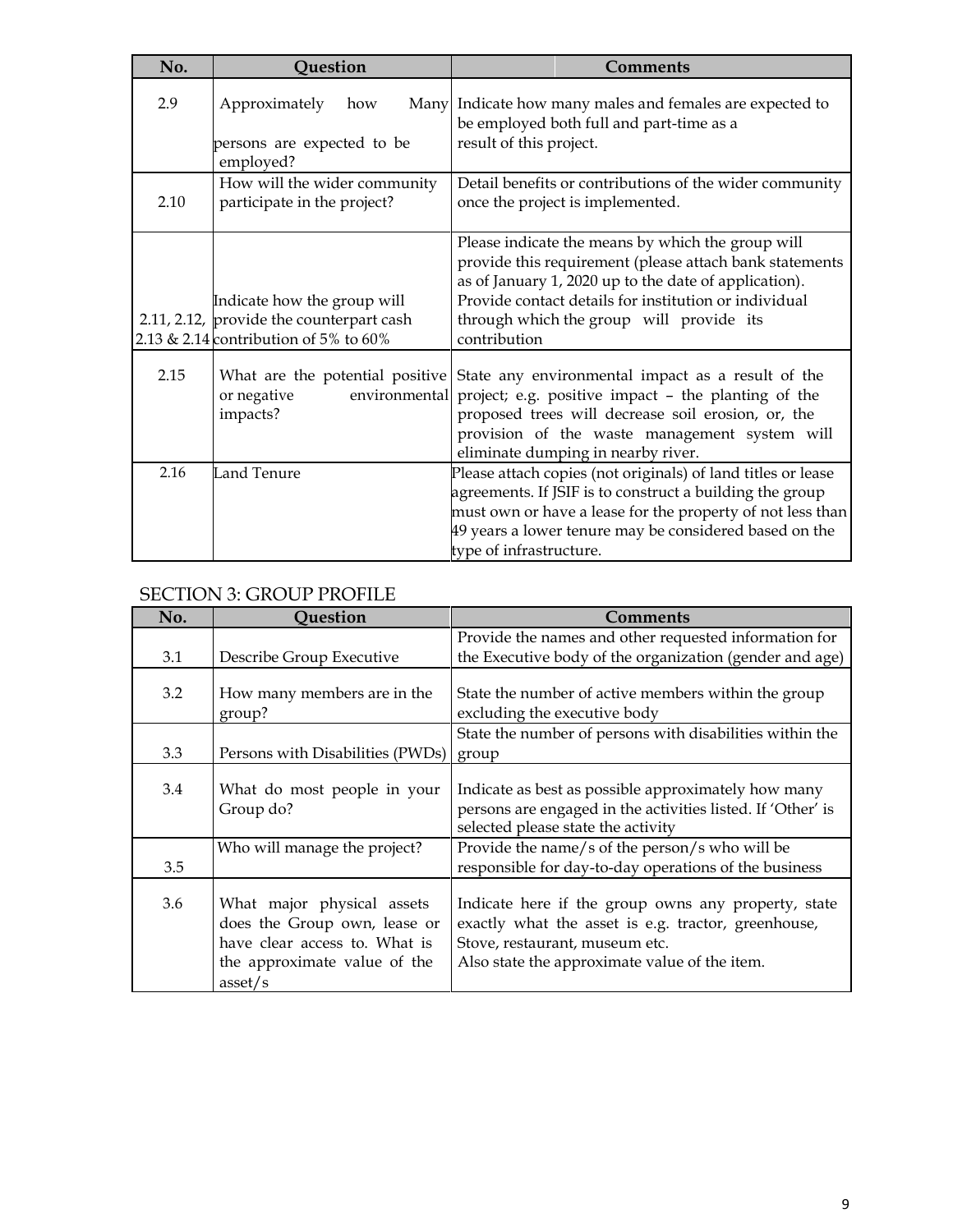| No. | Question | Comments |
|---|---|---|
| 2.9 | Approximately how Many persons are expected to be employed? | Indicate how many males and females are expected to be employed both full and part-time as a result of this project. |
| 2.10 | How will the wider community participate in the project? | Detail benefits or contributions of the wider community once the project is implemented. |
| 2.11, 2.12, 2.13 & 2.14 | Indicate how the group will provide the counterpart cash contribution of 5% to 60% | Please indicate the means by which the group will provide this requirement (please attach bank statements as of January 1, 2020 up to the date of application). Provide contact details for institution or individual through which the group will provide its contribution |
| 2.15 | What are the potential positive or negative environmental impacts? | State any environmental impact as a result of the project; e.g. positive impact – the planting of the proposed trees will decrease soil erosion, or, the provision of the waste management system will eliminate dumping in nearby river. |
| 2.16 | Land Tenure | Please attach copies (not originals) of land titles or lease agreements. If JSIF is to construct a building the group must own or have a lease for the property of not less than 49 years a lower tenure may be considered based on the type of infrastructure. |

## SECTION 3: GROUP PROFILE

| No. | Question | Comments |
|---|---|---|
| 3.1 | Describe Group Executive | Provide the names and other requested information for the Executive body of the organization (gender and age) |
| 3.2 | How many members are in the group? | State the number of active members within the group excluding the executive body |
| 3.3 | Persons with Disabilities (PWDs) | State the number of persons with disabilities within the group |
| 3.4 | What do most people in your Group do? | Indicate as best as possible approximately how many persons are engaged in the activities listed. If 'Other' is selected please state the activity |
| 3.5 | Who will manage the project? | Provide the name/s of the person/s who will be responsible for day-to-day operations of the business |
| 3.6 | What major physical assets does the Group own, lease or have clear access to. What is the approximate value of the asset/s | Indicate here if the group owns any property, state exactly what the asset is e.g. tractor, greenhouse, Stove, restaurant, museum etc.<br>Also state the approximate value of the item. |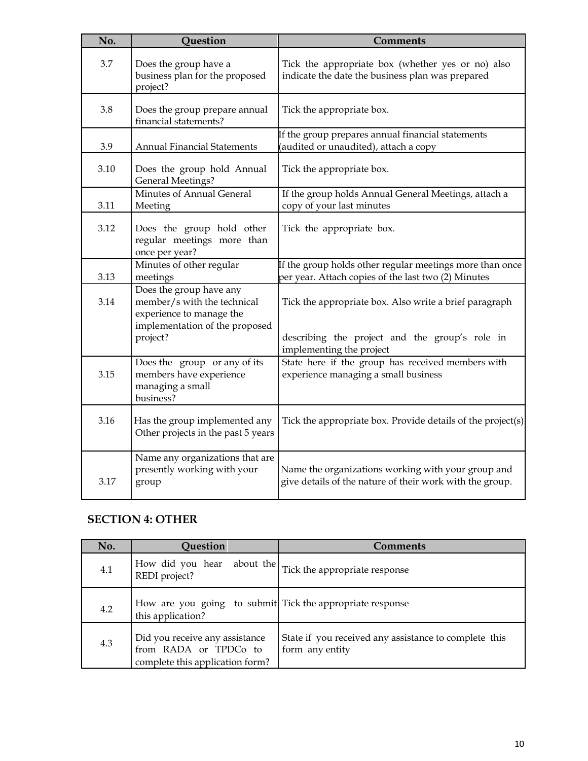| No. | Question | Comments |
| --- | --- | --- |
| 3.7 | Does the group have a business plan for the proposed project? | Tick the appropriate box (whether yes or no) also indicate the date the business plan was prepared |
| 3.8 | Does the group prepare annual financial statements? | Tick the appropriate box. |
| 3.9 | Annual Financial Statements | If the group prepares annual financial statements (audited or unaudited), attach a copy |
| 3.10 | Does the group hold Annual General Meetings? | Tick the appropriate box. |
| 3.11 | Minutes of Annual General Meeting | If the group holds Annual General Meetings, attach a copy of your last minutes |
| 3.12 | Does the group hold other regular meetings more than once per year? | Tick the appropriate box. |
| 3.13 | Minutes of other regular meetings | If the group holds other regular meetings more than once per year. Attach copies of the last two (2) Minutes |
| 3.14 | Does the group have any member/s with the technical experience to manage the implementation of the proposed project? | Tick the appropriate box. Also write a brief paragraph describing the project and the group's role in implementing the project |
| 3.15 | Does the group or any of its members have experience managing a small business? | State here if the group has received members with experience managing a small business |
| 3.16 | Has the group implemented any Other projects in the past 5 years | Tick the appropriate box. Provide details of the project(s) |
| 3.17 | Name any organizations that are presently working with your group | Name the organizations working with your group and give details of the nature of their work with the group. |

## SECTION 4: OTHER

| No. | Question | Comments |
| --- | --- | --- |
| 4.1 | How did you hear about the REDI project? | Tick the appropriate response |
| 4.2 | How are you going to submit this application? | Tick the appropriate response |
| 4.3 | Did you receive any assistance from RADA or TPDCo to complete this application form? | State if you received any assistance to complete this form any entity |